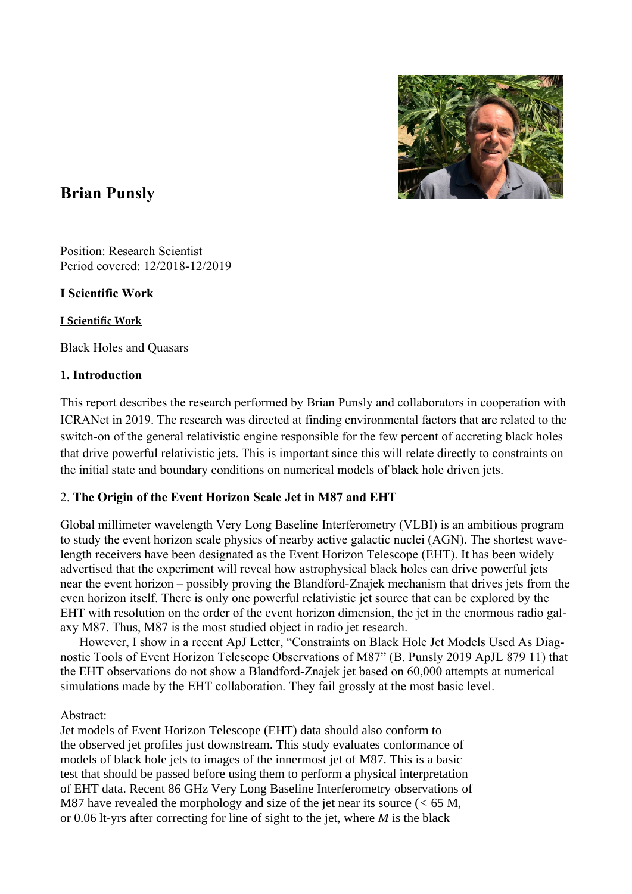# Brian Punsly

Position: Research Scientist
Period covered: 12/2018-12/2019

**I Scientific Work**

**I Scientific Work**

Black Holes and Quasars

### 1. Introduction

This report describes the research performed by Brian Punsly and collaborators in cooperation with ICRANet in 2019. The research was directed at finding environmental factors that are related to the switch-on of the general relativistic engine responsible for the few percent of accreting black holes that drive powerful relativistic jets. This is important since this will relate directly to constraints on the initial state and boundary conditions on numerical models of black hole driven jets.

### 2. The Origin of the Event Horizon Scale Jet in M87 and EHT

Global millimeter wavelength Very Long Baseline Interferometry (VLBI) is an ambitious program to study the event horizon scale physics of nearby active galactic nuclei (AGN). The shortest wavelength receivers have been designated as the Event Horizon Telescope (EHT). It has been widely advertised that the experiment will reveal how astrophysical black holes can drive powerful jets near the event horizon – possibly proving the Blandford-Znajek mechanism that drives jets from the even horizon itself. There is only one powerful relativistic jet source that can be explored by the EHT with resolution on the order of the event horizon dimension, the jet in the enormous radio galaxy M87. Thus, M87 is the most studied object in radio jet research.

However, I show in a recent ApJ Letter, "Constraints on Black Hole Jet Models Used As Diagnostic Tools of Event Horizon Telescope Observations of M87" (B. Punsly 2019 ApJL 879 11) that the EHT observations do not show a Blandford-Znajek jet based on 60,000 attempts at numerical simulations made by the EHT collaboration. They fail grossly at the most basic level.

Abstract:
Jet models of Event Horizon Telescope (EHT) data should also conform to the observed jet profiles just downstream. This study evaluates conformance of models of black hole jets to images of the innermost jet of M87. This is a basic test that should be passed before using them to perform a physical interpretation of EHT data. Recent 86 GHz Very Long Baseline Interferometry observations of M87 have revealed the morphology and size of the jet near its source (< 65 M, or 0.06 lt-yrs after correcting for line of sight to the jet, where *M* is the black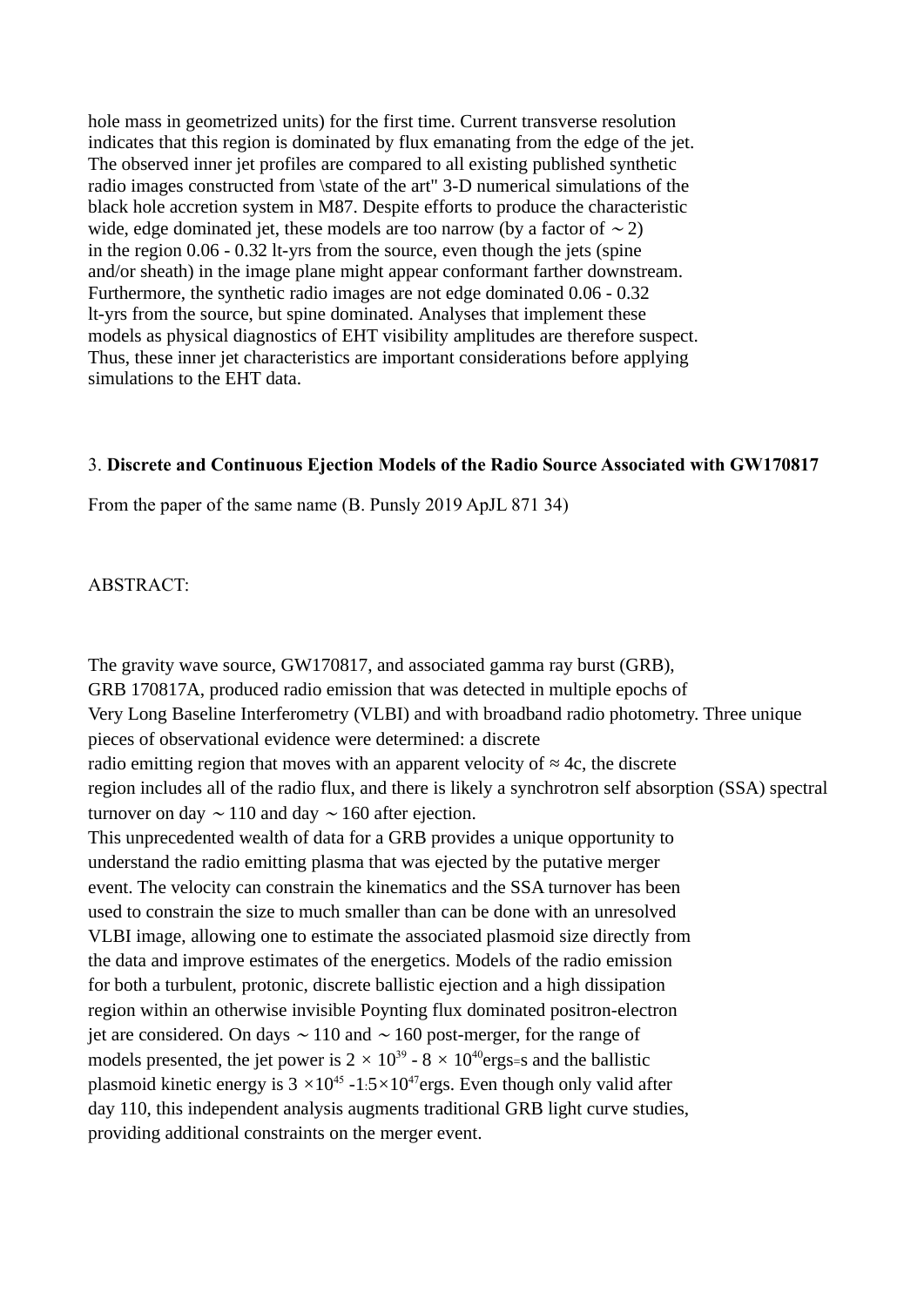hole mass in geometrized units) for the first time. Current transverse resolution indicates that this region is dominated by flux emanating from the edge of the jet. The observed inner jet profiles are compared to all existing published synthetic radio images constructed from \state of the art" 3-D numerical simulations of the black hole accretion system in M87. Despite efforts to produce the characteristic wide, edge dominated jet, these models are too narrow (by a factor of $\sim 2$) in the region 0.06 - 0.32 lt-yrs from the source, even though the jets (spine and/or sheath) in the image plane might appear conformant farther downstream. Furthermore, the synthetic radio images are not edge dominated 0.06 - 0.32 lt-yrs from the source, but spine dominated. Analyses that implement these models as physical diagnostics of EHT visibility amplitudes are therefore suspect. Thus, these inner jet characteristics are important considerations before applying simulations to the EHT data.

3. **Discrete and Continuous Ejection Models of the Radio Source Associated with GW170817**

From the paper of the same name (B. Punsly 2019 ApJL 871 34)

ABSTRACT:

The gravity wave source, GW170817, and associated gamma ray burst (GRB), GRB 170817A, produced radio emission that was detected in multiple epochs of Very Long Baseline Interferometry (VLBI) and with broadband radio photometry. Three unique pieces of observational evidence were determined: a discrete radio emitting region that moves with an apparent velocity of $\approx 4c$, the discrete region includes all of the radio flux, and there is likely a synchrotron self absorption (SSA) spectral turnover on day $\sim 110$ and day $\sim 160$ after ejection.
This unprecedented wealth of data for a GRB provides a unique opportunity to understand the radio emitting plasma that was ejected by the putative merger event. The velocity can constrain the kinematics and the SSA turnover has been used to constrain the size to much smaller than can be done with an unresolved VLBI image, allowing one to estimate the associated plasmoid size directly from the data and improve estimates of the energetics. Models of the radio emission for both a turbulent, protonic, discrete ballistic ejection and a high dissipation region within an otherwise invisible Poynting flux dominated positron-electron jet are considered. On days $\sim 110$ and $\sim 160$ post-merger, for the range of models presented, the jet power is $2 \times 10^{39}$ - $8 \times 10^{40}$ergs=s and the ballistic plasmoid kinetic energy is $3 \times 10^{45}$ -1:$5 \times 10^{47}$ergs. Even though only valid after day 110, this independent analysis augments traditional GRB light curve studies, providing additional constraints on the merger event.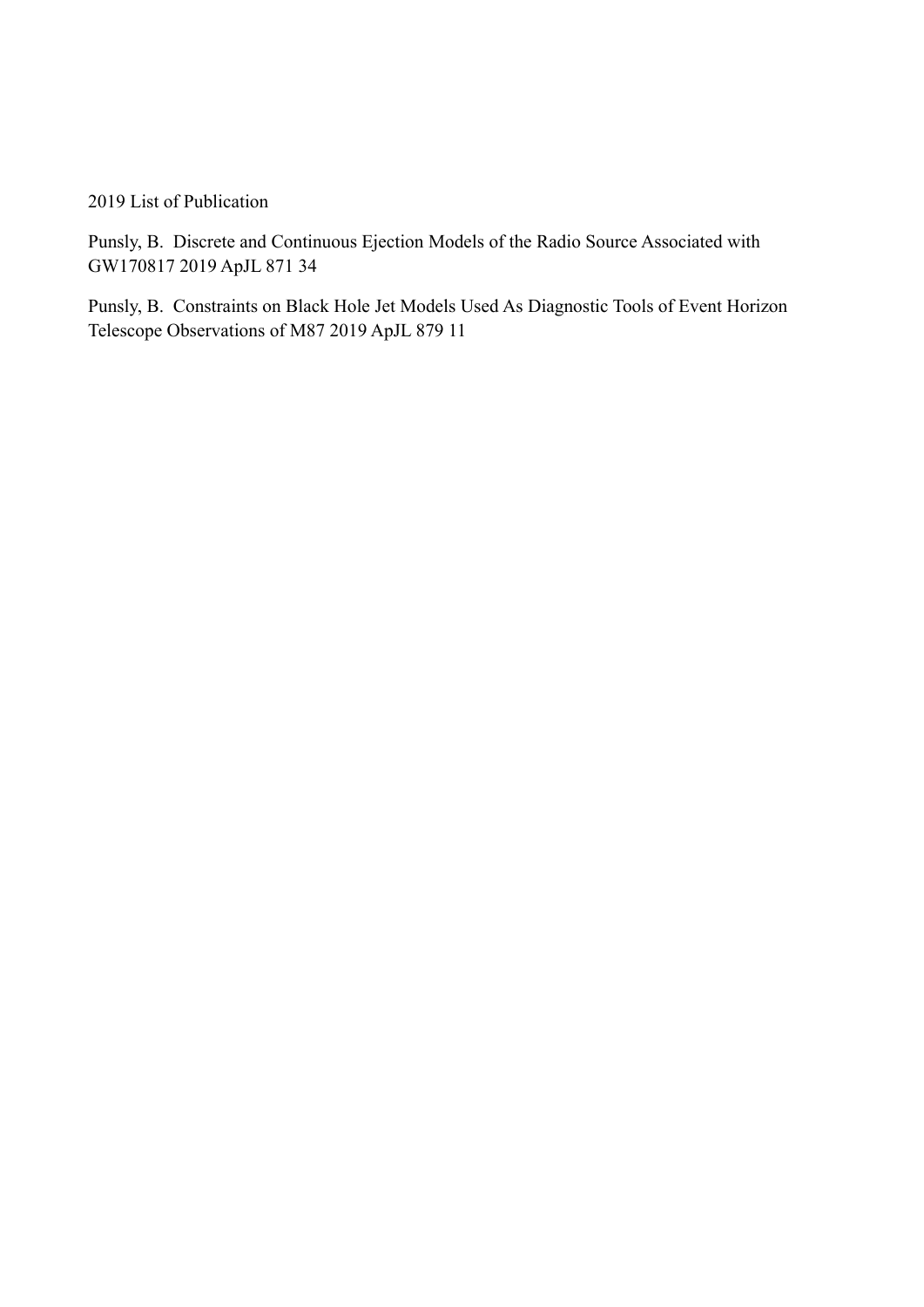2019 List of Publication

Punsly, B. Discrete and Continuous Ejection Models of the Radio Source Associated with GW170817 2019 ApJL 871 34

Punsly, B. Constraints on Black Hole Jet Models Used As Diagnostic Tools of Event Horizon Telescope Observations of M87 2019 ApJL 879 11